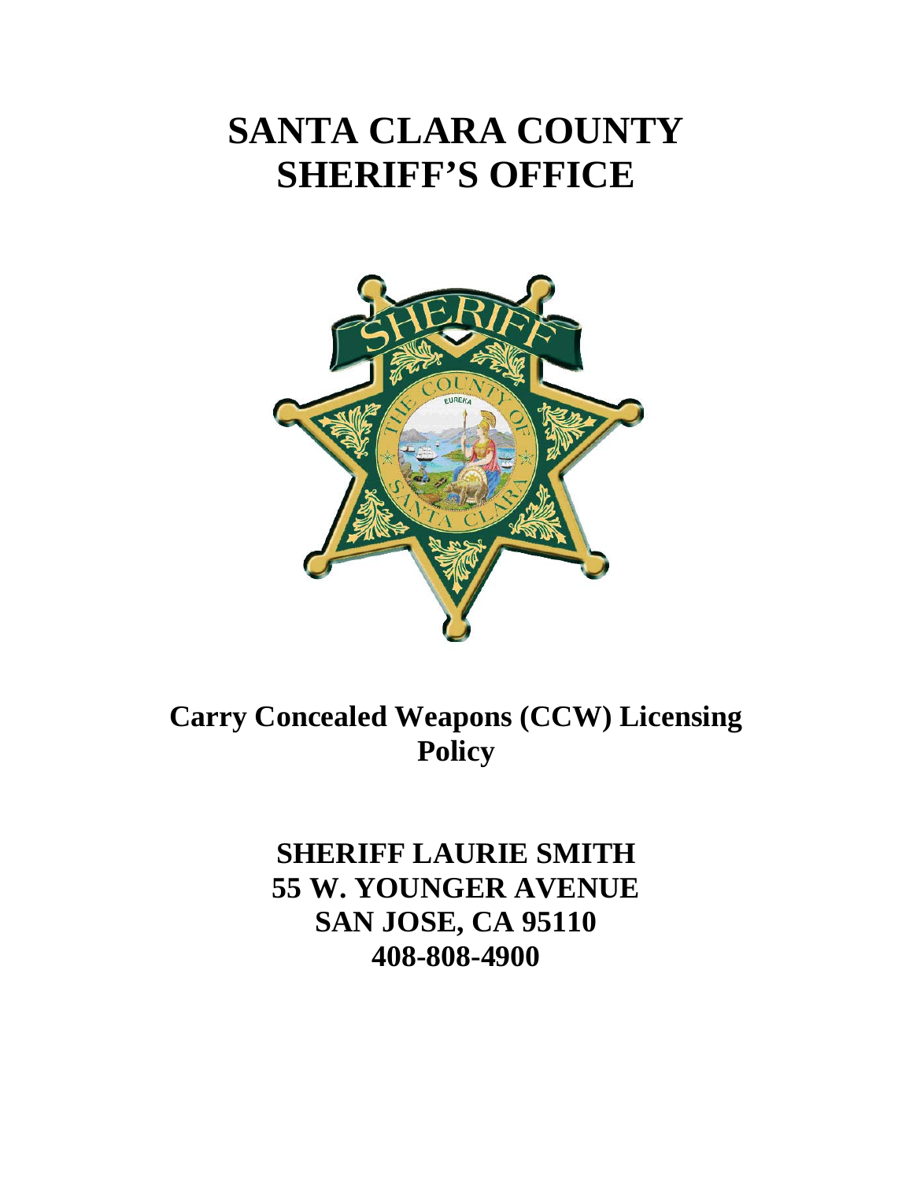# SANTA CLARA COUNTY SHERIFF'S OFFICE

## Carry Concealed Weapons (CCW) Licensing Policy

**SHERIFF LAURIE SMITH**
**55 W. YOUNGER AVENUE**
**SAN JOSE, CA 95110**
**408-808-4900**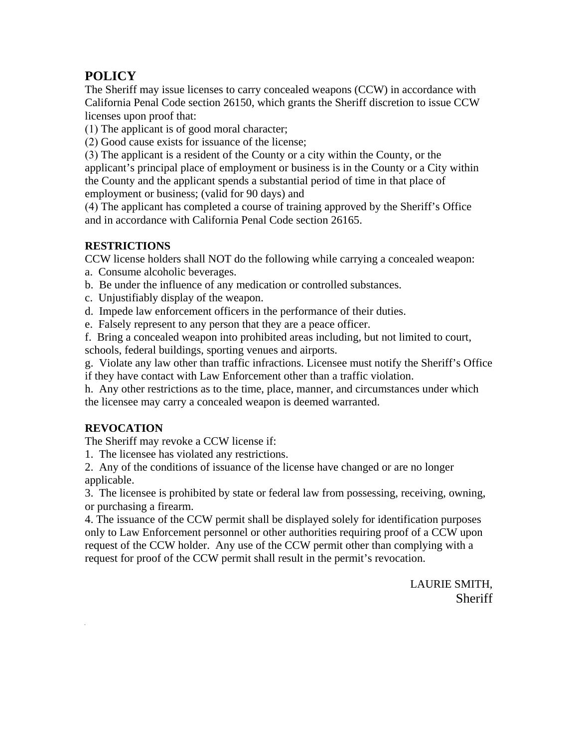## POLICY

The Sheriff may issue licenses to carry concealed weapons (CCW) in accordance with California Penal Code section 26150, which grants the Sheriff discretion to issue CCW licenses upon proof that:

(1) The applicant is of good moral character;

(2) Good cause exists for issuance of the license;

(3) The applicant is a resident of the County or a city within the County, or the applicant's principal place of employment or business is in the County or a City within the County and the applicant spends a substantial period of time in that place of employment or business; (valid for 90 days) and

(4) The applicant has completed a course of training approved by the Sheriff's Office and in accordance with California Penal Code section 26165.

**RESTRICTIONS**

CCW license holders shall NOT do the following while carrying a concealed weapon:

a. Consume alcoholic beverages.

b. Be under the influence of any medication or controlled substances.

c. Unjustifiably display of the weapon.

d. Impede law enforcement officers in the performance of their duties.

e. Falsely represent to any person that they are a peace officer.

f. Bring a concealed weapon into prohibited areas including, but not limited to court, schools, federal buildings, sporting venues and airports.

g. Violate any law other than traffic infractions. Licensee must notify the Sheriff's Office if they have contact with Law Enforcement other than a traffic violation.

h. Any other restrictions as to the time, place, manner, and circumstances under which the licensee may carry a concealed weapon is deemed warranted.

**REVOCATION**

The Sheriff may revoke a CCW license if:

1. The licensee has violated any restrictions.
2. Any of the conditions of issuance of the license have changed or are no longer applicable.
3. The licensee is prohibited by state or federal law from possessing, receiving, owning, or purchasing a firearm.
4. The issuance of the CCW permit shall be displayed solely for identification purposes only to Law Enforcement personnel or other authorities requiring proof of a CCW upon request of the CCW holder. Any use of the CCW permit other than complying with a request for proof of the CCW permit shall result in the permit's revocation.

LAURIE SMITH,
Sheriff